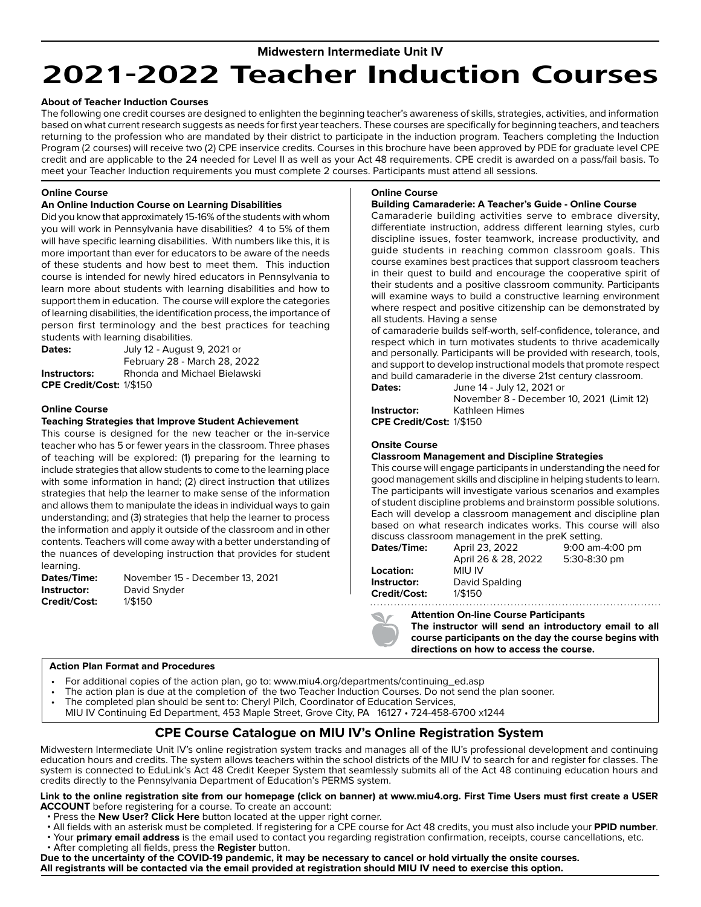**Midwestern Intermediate Unit IV**

# 2021-2022 Teacher Induction Courses

### About of Teacher Induction Courses

The following one credit courses are designed to enlighten the beginning teacher's awareness of skills, strategies, activities, and information based on what current research suggests as needs for first year teachers. These courses are specifically for beginning teachers, and teachers returning to the profession who are mandated by their district to participate in the induction program. Teachers completing the Induction Program (2 courses) will receive two (2) CPE inservice credits. Courses in this brochure have been approved by PDE for graduate level CPE credit and are applicable to the 24 needed for Level II as well as your Act 48 requirements. CPE credit is awarded on a pass/fail basis. To meet your Teacher Induction requirements you must complete 2 courses. Participants must attend all sessions.

**Online Course**

### An Online Induction Course on Learning Disabilities

Did you know that approximately 15-16% of the students with whom you will work in Pennsylvania have disabilities? 4 to 5% of them will have specific learning disabilities. With numbers like this, it is more important than ever for educators to be aware of the needs of these students and how best to meet them. This induction course is intended for newly hired educators in Pennsylvania to learn more about students with learning disabilities and how to support them in education. The course will explore the categories of learning disabilities, the identification process, the importance of person first terminology and the best practices for teaching students with learning disabilities.

**Dates:** July 12 - August 9, 2021 or February 28 - March 28, 2022
**Instructors:** Rhonda and Michael Bielawski
**CPE Credit/Cost:** 1/$150

**Online Course**

### Teaching Strategies that Improve Student Achievement

This course is designed for the new teacher or the in-service teacher who has 5 or fewer years in the classroom. Three phases of teaching will be explored: (1) preparing for the learning to include strategies that allow students to come to the learning place with some information in hand; (2) direct instruction that utilizes strategies that help the learner to make sense of the information and allows them to manipulate the ideas in individual ways to gain understanding; and (3) strategies that help the learner to process the information and apply it outside of the classroom and in other contents. Teachers will come away with a better understanding of the nuances of developing instruction that provides for student learning.

**Dates/Time:** November 15 - December 13, 2021
**Instructor:** David Snyder
**Credit/Cost:** 1/$150

**Online Course**

### Building Camaraderie: A Teacher's Guide - Online Course

Camaraderie building activities serve to embrace diversity, differentiate instruction, address different learning styles, curb discipline issues, foster teamwork, increase productivity, and guide students in reaching common classroom goals. This course examines best practices that support classroom teachers in their quest to build and encourage the cooperative spirit of their students and a positive classroom community. Participants will examine ways to build a constructive learning environment where respect and positive citizenship can be demonstrated by all students. Having a sense of camaraderie builds self-worth, self-confidence, tolerance, and respect which in turn motivates students to thrive academically and personally. Participants will be provided with research, tools, and support to develop instructional models that promote respect and build camaraderie in the diverse 21st century classroom.

**Dates:** June 14 - July 12, 2021 or November 8 - December 10, 2021 (Limit 12)
**Instructor:** Kathleen Himes
**CPE Credit/Cost:** 1/$150

**Onsite Course**

### Classroom Management and Discipline Strategies

This course will engage participants in understanding the need for good management skills and discipline in helping students to learn. The participants will investigate various scenarios and examples of student discipline problems and brainstorm possible solutions. Each will develop a classroom management and discipline plan based on what research indicates works. This course will also discuss classroom management in the preK setting.

**Dates/Time:** April 23, 2022 — 9:00 am-4:00 pm; April 26 & 28, 2022 — 5:30-8:30 pm
**Location:** MIU IV
**Instructor:** David Spalding
**Credit/Cost:** 1/$150

**Attention On-line Course Participants**
**The instructor will send an introductory email to all course participants on the day the course begins with directions on how to access the course.**

### Action Plan Format and Procedures

- For additional copies of the action plan, go to: www.miu4.org/departments/continuing_ed.asp
- The action plan is due at the completion of the two Teacher Induction Courses. Do not send the plan sooner.
- The completed plan should be sent to: Cheryl Pilch, Coordinator of Education Services, MIU IV Continuing Ed Department, 453 Maple Street, Grove City, PA 16127 • 724-458-6700 x1244

## CPE Course Catalogue on MIU IV's Online Registration System

Midwestern Intermediate Unit IV's online registration system tracks and manages all of the IU's professional development and continuing education hours and credits. The system allows teachers within the school districts of the MIU IV to search for and register for classes. The system is connected to EduLink's Act 48 Credit Keeper System that seamlessly submits all of the Act 48 continuing education hours and credits directly to the Pennsylvania Department of Education's PERMS system.

**Link to the online registration site from our homepage (click on banner) at www.miu4.org. First Time Users must first create a USER ACCOUNT** before registering for a course. To create an account:

- Press the **New User? Click Here** button located at the upper right corner.
- All fields with an asterisk must be completed. If registering for a CPE course for Act 48 credits, you must also include your **PPID number**.
- Your **primary email address** is the email used to contact you regarding registration confirmation, receipts, course cancellations, etc.
- After completing all fields, press the **Register** button.

**Due to the uncertainty of the COVID-19 pandemic, it may be necessary to cancel or hold virtually the onsite courses. All registrants will be contacted via the email provided at registration should MIU IV need to exercise this option.**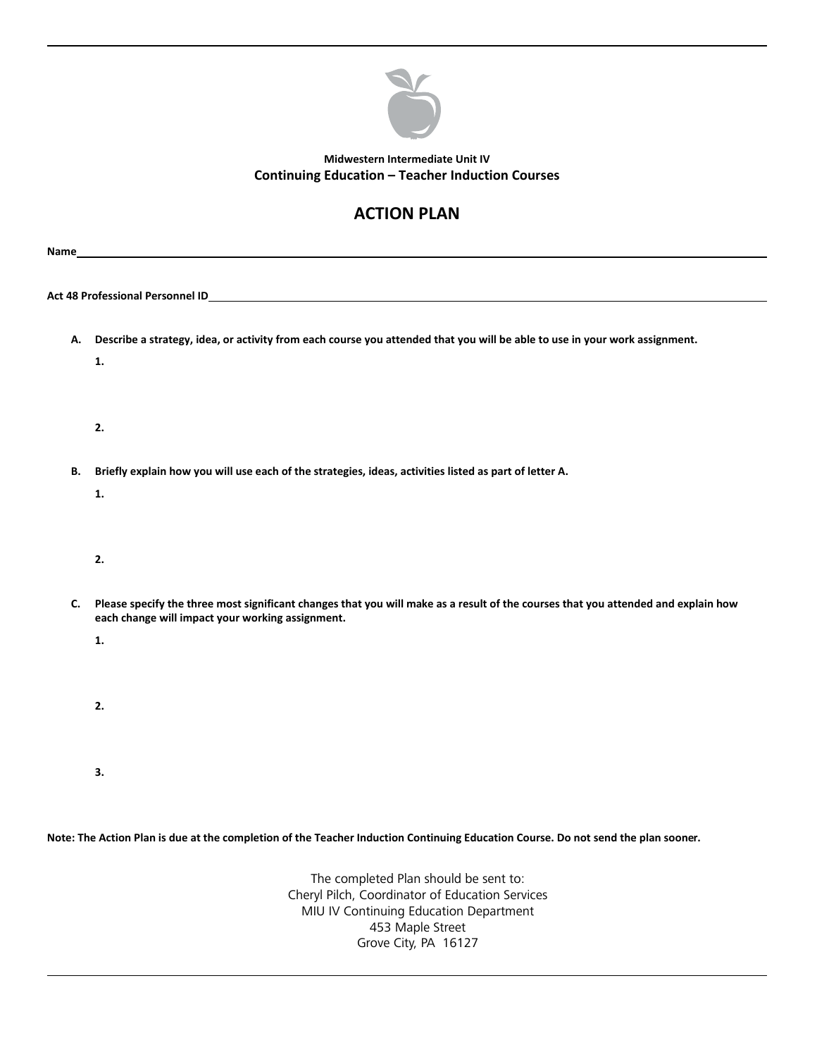**Midwestern Intermediate Unit IV**

**Continuing Education – Teacher Induction Courses**

# ACTION PLAN

**Name**\_\_\_\_\_\_\_\_\_\_\_\_\_\_\_\_\_\_\_\_\_\_\_\_\_\_\_\_\_\_\_\_\_\_\_\_\_\_\_\_\_\_\_\_\_\_\_\_\_\_\_\_\_\_

**Act 48 Professional Personnel ID**\_\_\_\_\_\_\_\_\_\_\_\_\_\_\_\_\_\_\_\_\_\_\_\_\_\_\_\_\_\_\_\_\_\_\_\_\_\_\_\_

**A. Describe a strategy, idea, or activity from each course you attended that you will be able to use in your work assignment.**

**1.**

**2.**

**B. Briefly explain how you will use each of the strategies, ideas, activities listed as part of letter A.**

**1.**

**2.**

**C. Please specify the three most significant changes that you will make as a result of the courses that you attended and explain how each change will impact your working assignment.**

**1.**

**2.**

**3.**

**Note: The Action Plan is due at the completion of the Teacher Induction Continuing Education Course. Do not send the plan sooner.**

The completed Plan should be sent to:
Cheryl Pilch, Coordinator of Education Services
MIU IV Continuing Education Department
453 Maple Street
Grove City, PA 16127